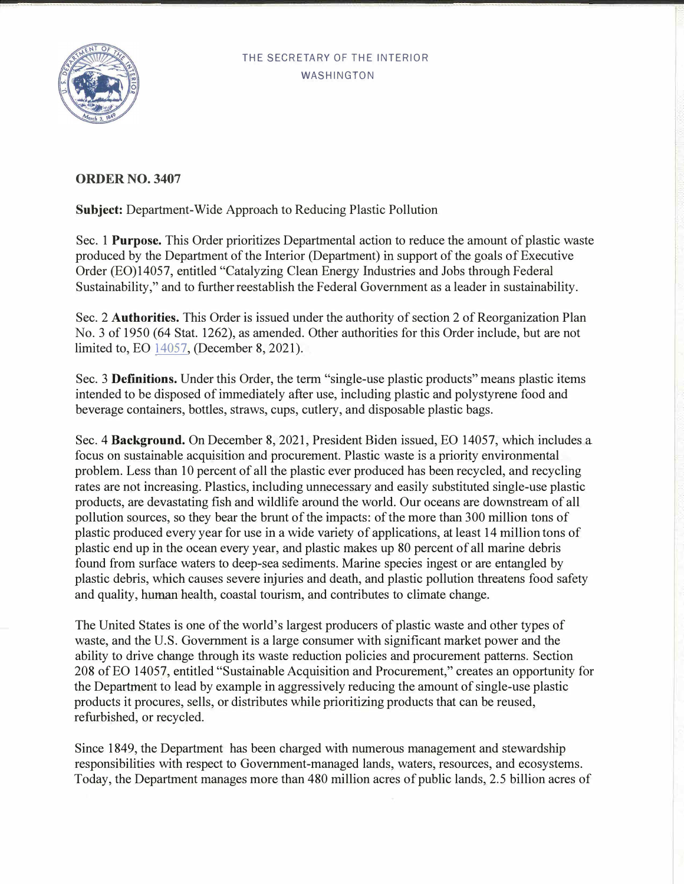THE SECRETARY OF THE INTERIOR
WASHINGTON

**ORDER NO. 3407**

**Subject:** Department-Wide Approach to Reducing Plastic Pollution

Sec. 1 **Purpose.** This Order prioritizes Departmental action to reduce the amount of plastic waste produced by the Department of the Interior (Department) in support of the goals of Executive Order (EO)14057, entitled "Catalyzing Clean Energy Industries and Jobs through Federal Sustainability," and to further reestablish the Federal Government as a leader in sustainability.

Sec. 2 **Authorities.** This Order is issued under the authority of section 2 of Reorganization Plan No. 3 of 1950 (64 Stat. 1262), as amended. Other authorities for this Order include, but are not limited to, EO 14057, (December 8, 2021).

Sec. 3 **Definitions.** Under this Order, the term "single-use plastic products" means plastic items intended to be disposed of immediately after use, including plastic and polystyrene food and beverage containers, bottles, straws, cups, cutlery, and disposable plastic bags.

Sec. 4 **Background.** On December 8, 2021, President Biden issued, EO 14057, which includes a focus on sustainable acquisition and procurement. Plastic waste is a priority environmental problem. Less than 10 percent of all the plastic ever produced has been recycled, and recycling rates are not increasing. Plastics, including unnecessary and easily substituted single-use plastic products, are devastating fish and wildlife around the world. Our oceans are downstream of all pollution sources, so they bear the brunt of the impacts: of the more than 300 million tons of plastic produced every year for use in a wide variety of applications, at least 14 million tons of plastic end up in the ocean every year, and plastic makes up 80 percent of all marine debris found from surface waters to deep-sea sediments. Marine species ingest or are entangled by plastic debris, which causes severe injuries and death, and plastic pollution threatens food safety and quality, human health, coastal tourism, and contributes to climate change.

The United States is one of the world's largest producers of plastic waste and other types of waste, and the U.S. Government is a large consumer with significant market power and the ability to drive change through its waste reduction policies and procurement patterns. Section 208 of EO 14057, entitled "Sustainable Acquisition and Procurement," creates an opportunity for the Department to lead by example in aggressively reducing the amount of single-use plastic products it procures, sells, or distributes while prioritizing products that can be reused, refurbished, or recycled.

Since 1849, the Department has been charged with numerous management and stewardship responsibilities with respect to Government-managed lands, waters, resources, and ecosystems. Today, the Department manages more than 480 million acres of public lands, 2.5 billion acres of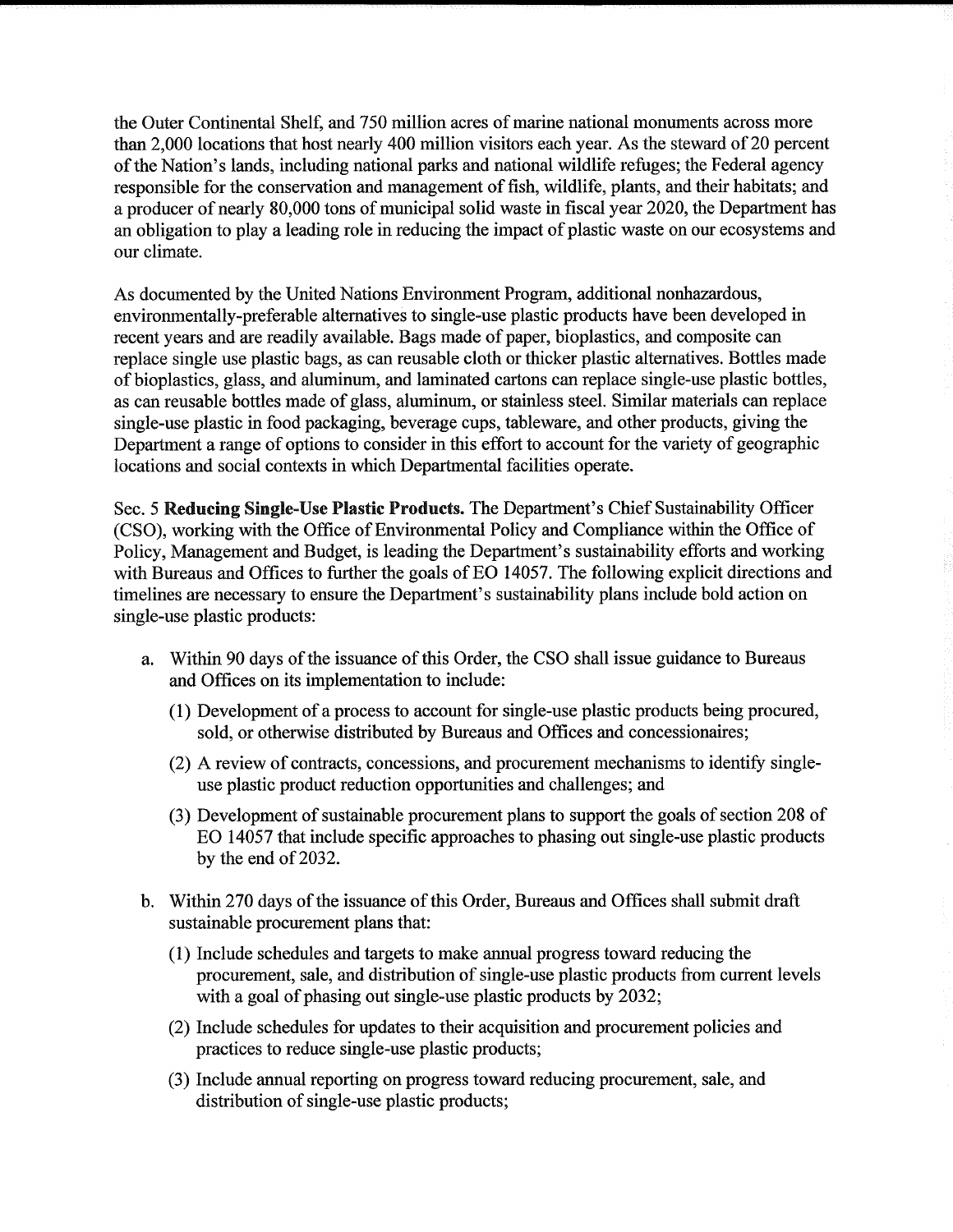the Outer Continental Shelf, and 750 million acres of marine national monuments across more than 2,000 locations that host nearly 400 million visitors each year. As the steward of 20 percent of the Nation's lands, including national parks and national wildlife refuges; the Federal agency responsible for the conservation and management of fish, wildlife, plants, and their habitats; and a producer of nearly 80,000 tons of municipal solid waste in fiscal year 2020, the Department has an obligation to play a leading role in reducing the impact of plastic waste on our ecosystems and our climate.

As documented by the United Nations Environment Program, additional nonhazardous, environmentally-preferable alternatives to single-use plastic products have been developed in recent years and are readily available. Bags made of paper, bioplastics, and composite can replace single use plastic bags, as can reusable cloth or thicker plastic alternatives. Bottles made of bioplastics, glass, and aluminum, and laminated cartons can replace single-use plastic bottles, as can reusable bottles made of glass, aluminum, or stainless steel. Similar materials can replace single-use plastic in food packaging, beverage cups, tableware, and other products, giving the Department a range of options to consider in this effort to account for the variety of geographic locations and social contexts in which Departmental facilities operate.

Sec. 5 **Reducing Single-Use Plastic Products.** The Department's Chief Sustainability Officer (CSO), working with the Office of Environmental Policy and Compliance within the Office of Policy, Management and Budget, is leading the Department's sustainability efforts and working with Bureaus and Offices to further the goals of EO 14057. The following explicit directions and timelines are necessary to ensure the Department's sustainability plans include bold action on single-use plastic products:

a. Within 90 days of the issuance of this Order, the CSO shall issue guidance to Bureaus and Offices on its implementation to include:

   (1) Development of a process to account for single-use plastic products being procured, sold, or otherwise distributed by Bureaus and Offices and concessionaires;

   (2) A review of contracts, concessions, and procurement mechanisms to identify single-use plastic product reduction opportunities and challenges; and

   (3) Development of sustainable procurement plans to support the goals of section 208 of EO 14057 that include specific approaches to phasing out single-use plastic products by the end of 2032.

b. Within 270 days of the issuance of this Order, Bureaus and Offices shall submit draft sustainable procurement plans that:

   (1) Include schedules and targets to make annual progress toward reducing the procurement, sale, and distribution of single-use plastic products from current levels with a goal of phasing out single-use plastic products by 2032;

   (2) Include schedules for updates to their acquisition and procurement policies and practices to reduce single-use plastic products;

   (3) Include annual reporting on progress toward reducing procurement, sale, and distribution of single-use plastic products;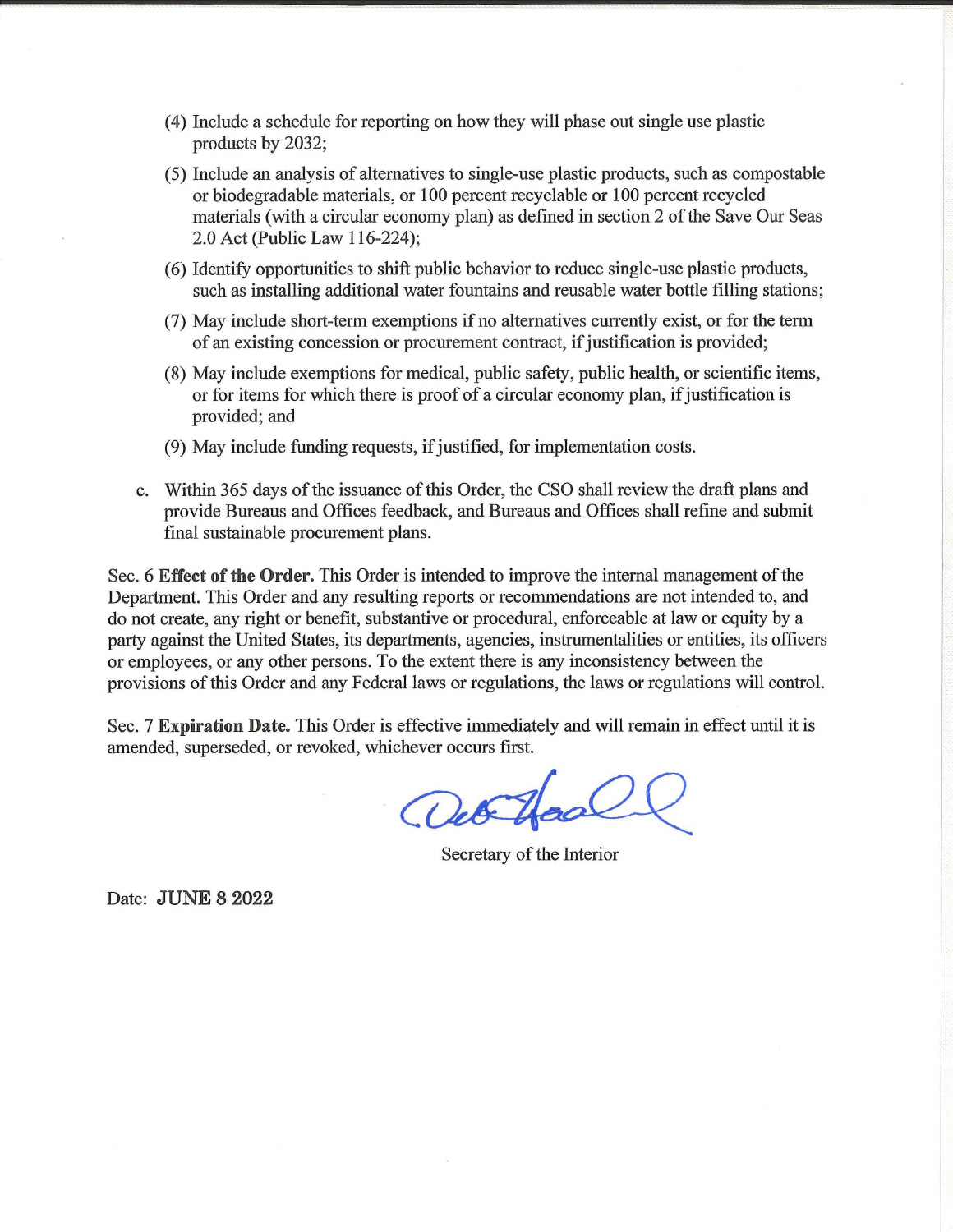(4) Include a schedule for reporting on how they will phase out single use plastic products by 2032;

(5) Include an analysis of alternatives to single-use plastic products, such as compostable or biodegradable materials, or 100 percent recyclable or 100 percent recycled materials (with a circular economy plan) as defined in section 2 of the Save Our Seas 2.0 Act (Public Law 116-224);

(6) Identify opportunities to shift public behavior to reduce single-use plastic products, such as installing additional water fountains and reusable water bottle filling stations;

(7) May include short-term exemptions if no alternatives currently exist, or for the term of an existing concession or procurement contract, if justification is provided;

(8) May include exemptions for medical, public safety, public health, or scientific items, or for items for which there is proof of a circular economy plan, if justification is provided; and

(9) May include funding requests, if justified, for implementation costs.

c. Within 365 days of the issuance of this Order, the CSO shall review the draft plans and provide Bureaus and Offices feedback, and Bureaus and Offices shall refine and submit final sustainable procurement plans.

Sec. 6 **Effect of the Order.** This Order is intended to improve the internal management of the Department. This Order and any resulting reports or recommendations are not intended to, and do not create, any right or benefit, substantive or procedural, enforceable at law or equity by a party against the United States, its departments, agencies, instrumentalities or entities, its officers or employees, or any other persons. To the extent there is any inconsistency between the provisions of this Order and any Federal laws or regulations, the laws or regulations will control.

Sec. 7 **Expiration Date.** This Order is effective immediately and will remain in effect until it is amended, superseded, or revoked, whichever occurs first.

Secretary of the Interior

Date: **JUNE 8 2022**